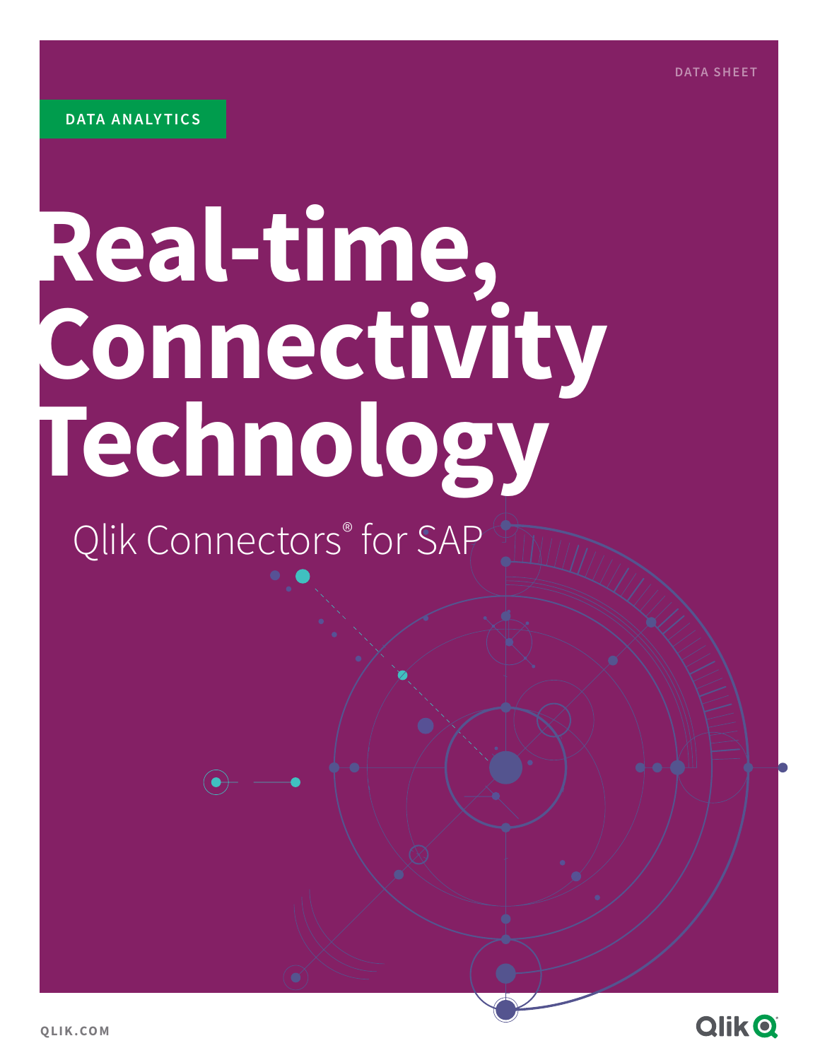DATA SHEET

DATA ANALYTICS

# Real-time, Connectivity Technology

## Qlik Connectors® for SAP

QLIK.COM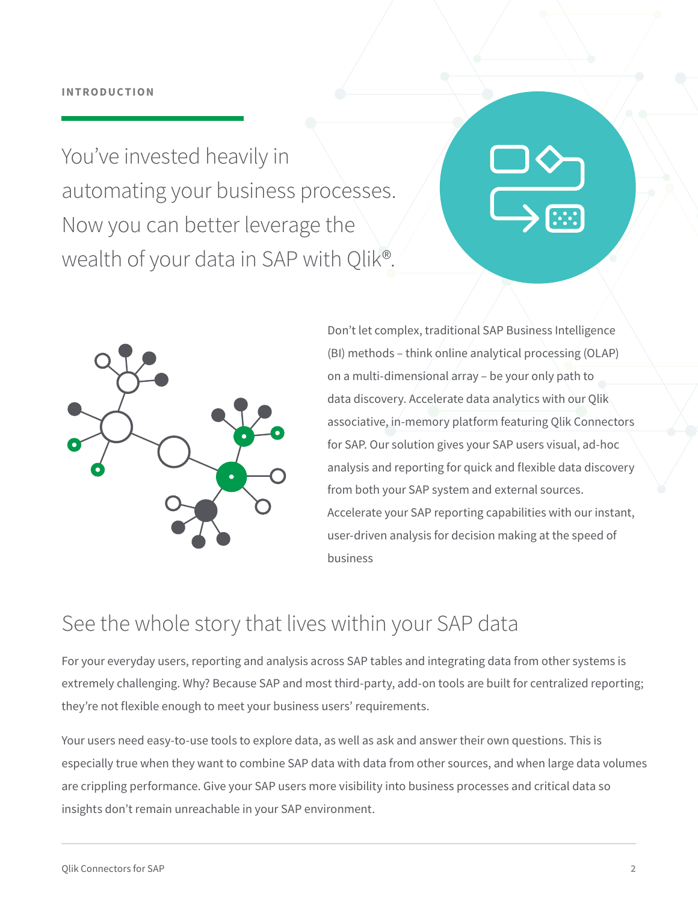INTRODUCTION

# You've invested heavily in automating your business processes. Now you can better leverage the wealth of your data in SAP with Qlik®.

Don't let complex, traditional SAP Business Intelligence (BI) methods – think online analytical processing (OLAP) on a multi-dimensional array – be your only path to data discovery. Accelerate data analytics with our Qlik associative, in-memory platform featuring Qlik Connectors for SAP. Our solution gives your SAP users visual, ad-hoc analysis and reporting for quick and flexible data discovery from both your SAP system and external sources. Accelerate your SAP reporting capabilities with our instant, user-driven analysis for decision making at the speed of business

## See the whole story that lives within your SAP data

For your everyday users, reporting and analysis across SAP tables and integrating data from other systems is extremely challenging. Why? Because SAP and most third-party, add-on tools are built for centralized reporting; they're not flexible enough to meet your business users' requirements.

Your users need easy-to-use tools to explore data, as well as ask and answer their own questions. This is especially true when they want to combine SAP data with data from other sources, and when large data volumes are crippling performance. Give your SAP users more visibility into business processes and critical data so insights don't remain unreachable in your SAP environment.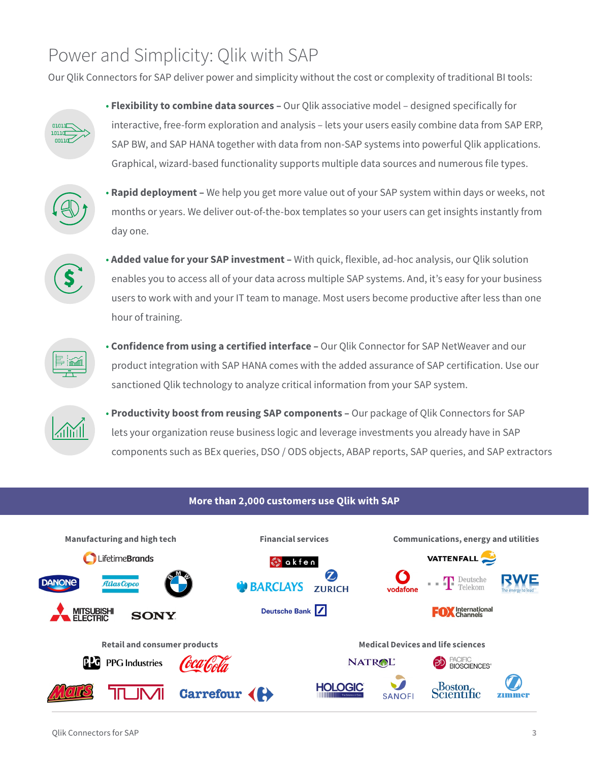# Power and Simplicity: Qlik with SAP

Our Qlik Connectors for SAP deliver power and simplicity without the cost or complexity of traditional BI tools:

- **Flexibility to combine data sources –** Our Qlik associative model – designed specifically for interactive, free-form exploration and analysis – lets your users easily combine data from SAP ERP, SAP BW, and SAP HANA together with data from non-SAP systems into powerful Qlik applications. Graphical, wizard-based functionality supports multiple data sources and numerous file types.
- **Rapid deployment –** We help you get more value out of your SAP system within days or weeks, not months or years. We deliver out-of-the-box templates so your users can get insights instantly from day one.
- **Added value for your SAP investment –** With quick, flexible, ad-hoc analysis, our Qlik solution enables you to access all of your data across multiple SAP systems. And, it's easy for your business users to work with and your IT team to manage. Most users become productive after less than one hour of training.
- **Confidence from using a certified interface –** Our Qlik Connector for SAP NetWeaver and our product integration with SAP HANA comes with the added assurance of SAP certification. Use our sanctioned Qlik technology to analyze critical information from your SAP system.
- **Productivity boost from reusing SAP components –** Our package of Qlik Connectors for SAP lets your organization reuse business logic and leverage investments you already have in SAP components such as BEx queries, DSO / ODS objects, ABAP reports, SAP queries, and SAP extractors

## More than 2,000 customers use Qlik with SAP

**Manufacturing and high tech**

LifetimeBrands, Danone, Atlas Copco, BMW, Mitsubishi Electric, Sony

**Financial services**

akfen, Barclays, Zurich, Deutsche Bank

**Communications, energy and utilities**

Vattenfall, Vodafone, Deutsche Telekom, RWE, Fox International Channels

**Retail and consumer products**

PPG Industries, Coca-Cola, Mars, Tumi, Carrefour

**Medical Devices and life sciences**

Natrol, Pacific Biosciences, Hologic, Sanofi, Boston Scientific, Zimmer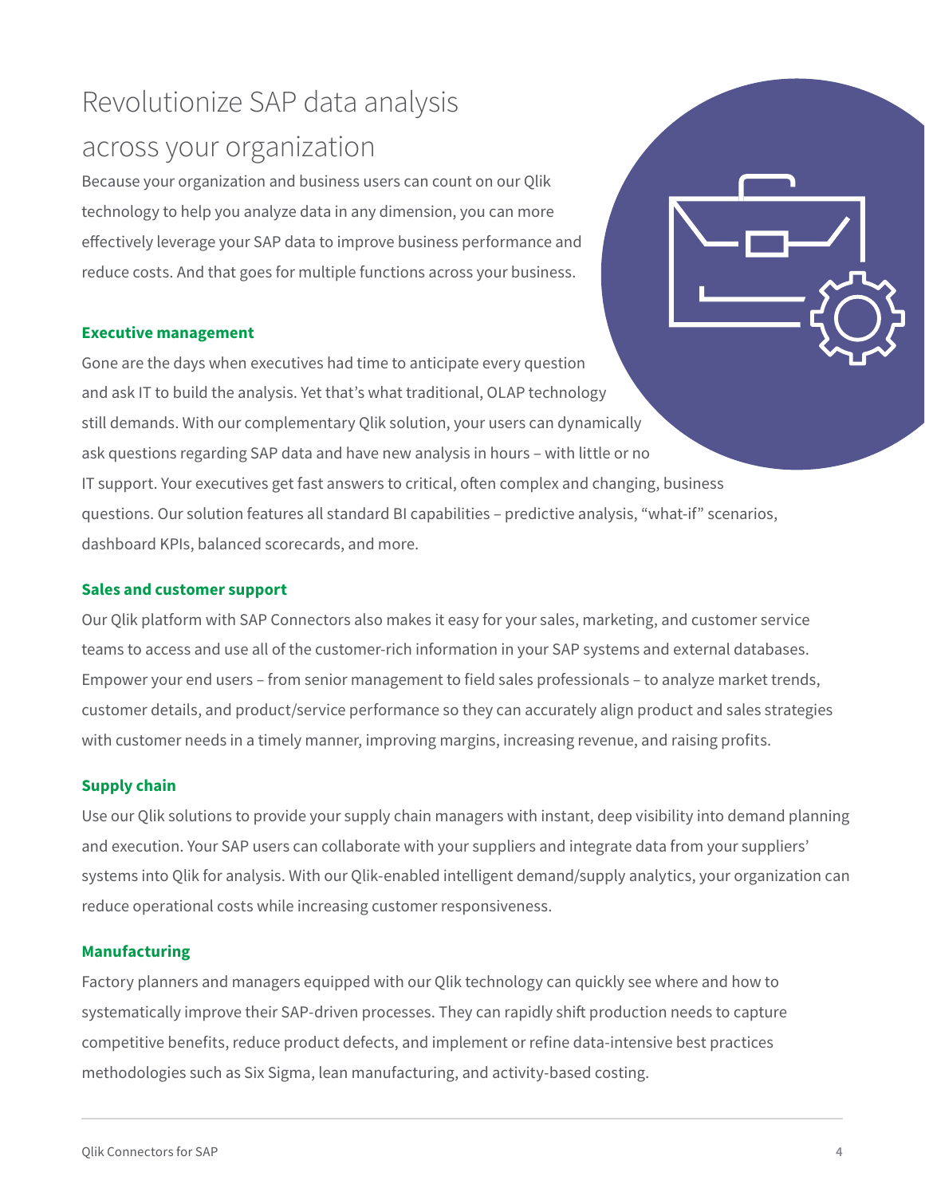# Revolutionize SAP data analysis across your organization

Because your organization and business users can count on our Qlik technology to help you analyze data in any dimension, you can more effectively leverage your SAP data to improve business performance and reduce costs. And that goes for multiple functions across your business.

### Executive management

Gone are the days when executives had time to anticipate every question and ask IT to build the analysis. Yet that's what traditional, OLAP technology still demands. With our complementary Qlik solution, your users can dynamically ask questions regarding SAP data and have new analysis in hours – with little or no IT support. Your executives get fast answers to critical, often complex and changing, business questions. Our solution features all standard BI capabilities – predictive analysis, "what-if" scenarios, dashboard KPIs, balanced scorecards, and more.

### Sales and customer support

Our Qlik platform with SAP Connectors also makes it easy for your sales, marketing, and customer service teams to access and use all of the customer-rich information in your SAP systems and external databases. Empower your end users – from senior management to field sales professionals – to analyze market trends, customer details, and product/service performance so they can accurately align product and sales strategies with customer needs in a timely manner, improving margins, increasing revenue, and raising profits.

### Supply chain

Use our Qlik solutions to provide your supply chain managers with instant, deep visibility into demand planning and execution. Your SAP users can collaborate with your suppliers and integrate data from your suppliers' systems into Qlik for analysis. With our Qlik-enabled intelligent demand/supply analytics, your organization can reduce operational costs while increasing customer responsiveness.

### Manufacturing

Factory planners and managers equipped with our Qlik technology can quickly see where and how to systematically improve their SAP-driven processes. They can rapidly shift production needs to capture competitive benefits, reduce product defects, and implement or refine data-intensive best practices methodologies such as Six Sigma, lean manufacturing, and activity-based costing.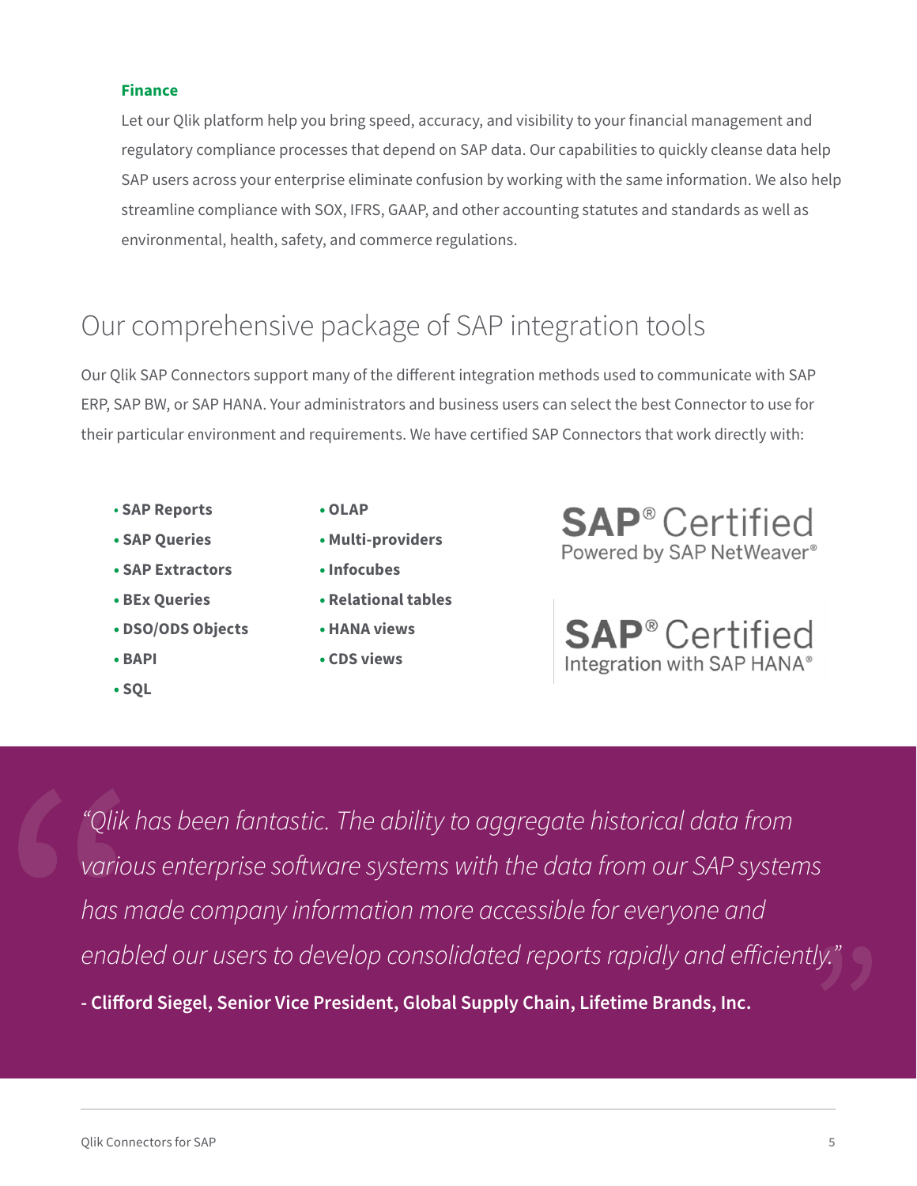### Finance

Let our Qlik platform help you bring speed, accuracy, and visibility to your financial management and regulatory compliance processes that depend on SAP data. Our capabilities to quickly cleanse data help SAP users across your enterprise eliminate confusion by working with the same information. We also help streamline compliance with SOX, IFRS, GAAP, and other accounting statutes and standards as well as environmental, health, safety, and commerce regulations.

## Our comprehensive package of SAP integration tools

Our Qlik SAP Connectors support many of the different integration methods used to communicate with SAP ERP, SAP BW, or SAP HANA. Your administrators and business users can select the best Connector to use for their particular environment and requirements. We have certified SAP Connectors that work directly with:

- **SAP Reports**
- **SAP Queries**
- **SAP Extractors**
- **BEx Queries**
- **DSO/ODS Objects**
- **BAPI**
- **SQL**
- **OLAP**
- **Multi-providers**
- **Infocubes**
- **Relational tables**
- **HANA views**
- **CDS views**

**SAP® Certified**
Powered by SAP NetWeaver®

**SAP® Certified**
Integration with SAP HANA®

*"Qlik has been fantastic. The ability to aggregate historical data from various enterprise software systems with the data from our SAP systems has made company information more accessible for everyone and enabled our users to develop consolidated reports rapidly and efficiently."*

**- Clifford Siegel, Senior Vice President, Global Supply Chain, Lifetime Brands, Inc.**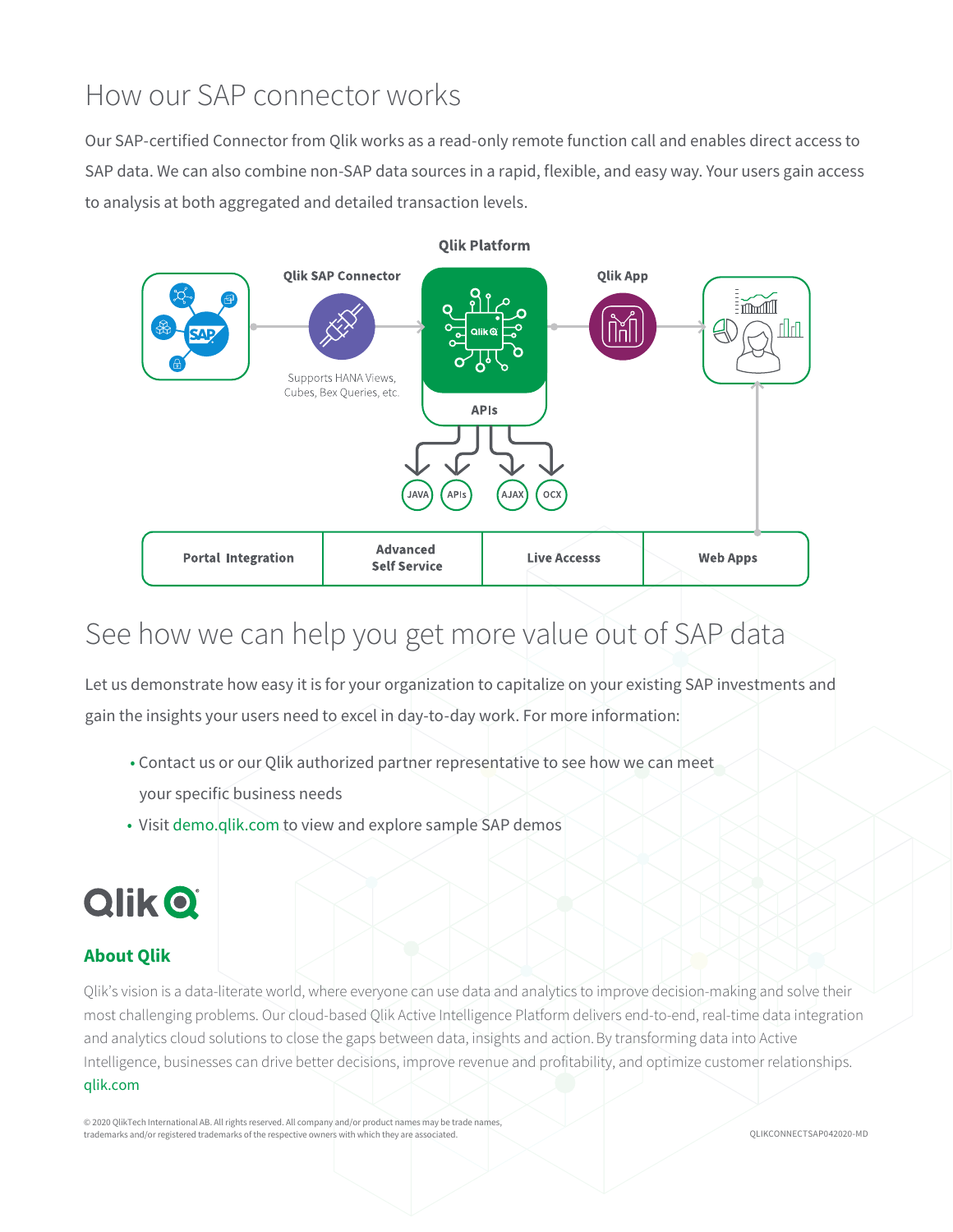# How our SAP connector works

Our SAP-certified Connector from Qlik works as a read-only remote function call and enables direct access to SAP data. We can also combine non-SAP data sources in a rapid, flexible, and easy way. Your users gain access to analysis at both aggregated and detailed transaction levels.

Qlik Platform

Qlik SAP Connector

Qlik App

Supports HANA Views, Cubes, Bex Queries, etc.

APIs

JAVA

APIs

AJAX

OCX

Portal Integration

Advanced Self Service

Live Accesss

Web Apps

# See how we can help you get more value out of SAP data

Let us demonstrate how easy it is for your organization to capitalize on your existing SAP investments and gain the insights your users need to excel in day-to-day work. For more information:

- Contact us or our Qlik authorized partner representative to see how we can meet your specific business needs
- Visit demo.qlik.com to view and explore sample SAP demos

## About Qlik

Qlik's vision is a data-literate world, where everyone can use data and analytics to improve decision-making and solve their most challenging problems. Our cloud-based Qlik Active Intelligence Platform delivers end-to-end, real-time data integration and analytics cloud solutions to close the gaps between data, insights and action. By transforming data into Active Intelligence, businesses can drive better decisions, improve revenue and profitability, and optimize customer relationships.
qlik.com

© 2020 QlikTech International AB. All rights reserved. All company and/or product names may be trade names, trademarks and/or registered trademarks of the respective owners with which they are associated.

QLIKCONNECTSAP042020-MD